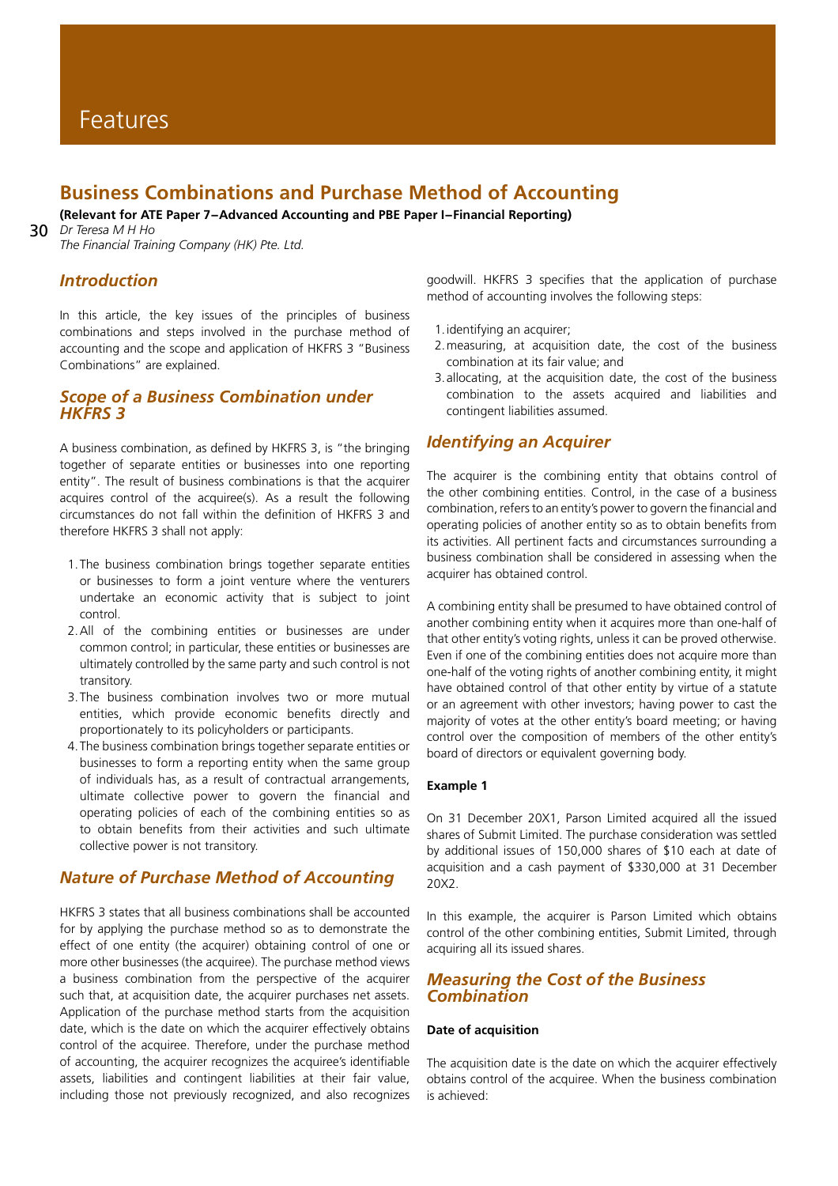# Business Combinations and Purchase Method of Accounting

**(Relevant for ATE Paper 7–Advanced Accounting and PBE Paper I–Financial Reporting)**

*Dr Teresa M H Ho*
*The Financial Training Company (HK) Pte. Ltd.*

## Introduction

In this article, the key issues of the principles of business combinations and steps involved in the purchase method of accounting and the scope and application of HKFRS 3 "Business Combinations" are explained.

## Scope of a Business Combination under HKFRS 3

A business combination, as defined by HKFRS 3, is "the bringing together of separate entities or businesses into one reporting entity". The result of business combinations is that the acquirer acquires control of the acquiree(s). As a result the following circumstances do not fall within the definition of HKFRS 3 and therefore HKFRS 3 shall not apply:

1. The business combination brings together separate entities or businesses to form a joint venture where the venturers undertake an economic activity that is subject to joint control.
2. All of the combining entities or businesses are under common control; in particular, these entities or businesses are ultimately controlled by the same party and such control is not transitory.
3. The business combination involves two or more mutual entities, which provide economic benefits directly and proportionately to its policyholders or participants.
4. The business combination brings together separate entities or businesses to form a reporting entity when the same group of individuals has, as a result of contractual arrangements, ultimate collective power to govern the financial and operating policies of each of the combining entities so as to obtain benefits from their activities and such ultimate collective power is not transitory.

## Nature of Purchase Method of Accounting

HKFRS 3 states that all business combinations shall be accounted for by applying the purchase method so as to demonstrate the effect of one entity (the acquirer) obtaining control of one or more other businesses (the acquiree). The purchase method views a business combination from the perspective of the acquirer such that, at acquisition date, the acquirer purchases net assets. Application of the purchase method starts from the acquisition date, which is the date on which the acquirer effectively obtains control of the acquiree. Therefore, under the purchase method of accounting, the acquirer recognizes the acquiree's identifiable assets, liabilities and contingent liabilities at their fair value, including those not previously recognized, and also recognizes goodwill. HKFRS 3 specifies that the application of purchase method of accounting involves the following steps:

1. identifying an acquirer;
2. measuring, at acquisition date, the cost of the business combination at its fair value; and
3. allocating, at the acquisition date, the cost of the business combination to the assets acquired and liabilities and contingent liabilities assumed.

## Identifying an Acquirer

The acquirer is the combining entity that obtains control of the other combining entities. Control, in the case of a business combination, refers to an entity's power to govern the financial and operating policies of another entity so as to obtain benefits from its activities. All pertinent facts and circumstances surrounding a business combination shall be considered in assessing when the acquirer has obtained control.

A combining entity shall be presumed to have obtained control of another combining entity when it acquires more than one-half of that other entity's voting rights, unless it can be proved otherwise. Even if one of the combining entities does not acquire more than one-half of the voting rights of another combining entity, it might have obtained control of that other entity by virtue of a statute or an agreement with other investors; having power to cast the majority of votes at the other entity's board meeting; or having control over the composition of members of the other entity's board of directors or equivalent governing body.

**Example 1**

On 31 December 20X1, Parson Limited acquired all the issued shares of Submit Limited. The purchase consideration was settled by additional issues of 150,000 shares of $10 each at date of acquisition and a cash payment of $330,000 at 31 December 20X2.

In this example, the acquirer is Parson Limited which obtains control of the other combining entities, Submit Limited, through acquiring all its issued shares.

## Measuring the Cost of the Business Combination

**Date of acquisition**

The acquisition date is the date on which the acquirer effectively obtains control of the acquiree. When the business combination is achieved: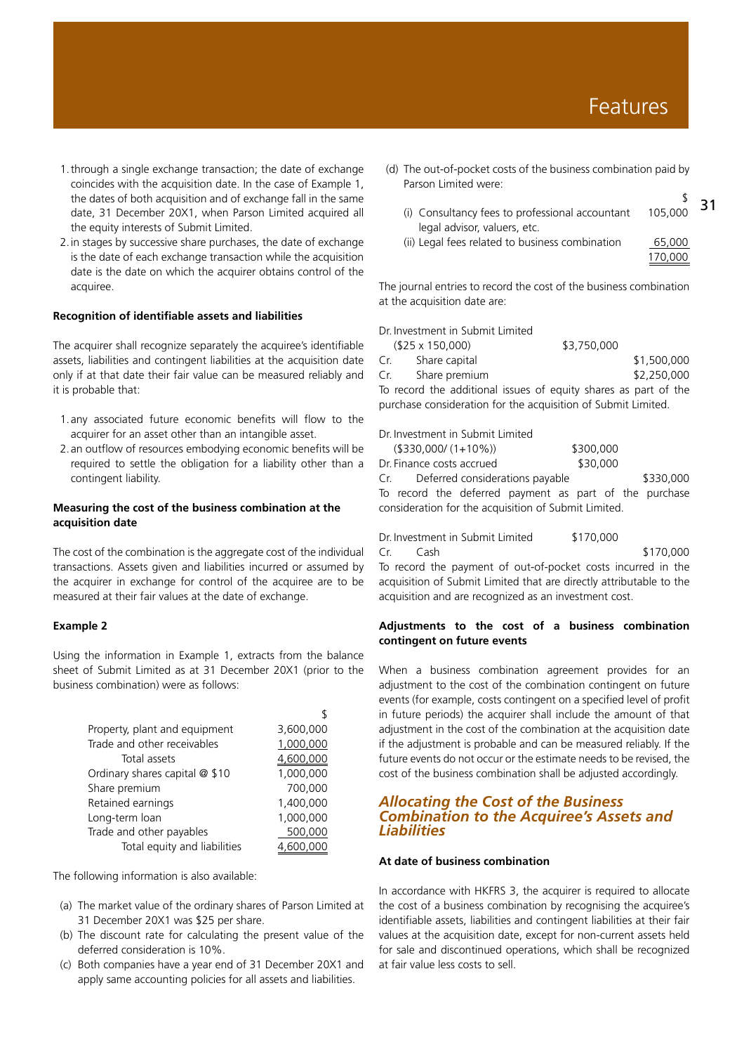1. through a single exchange transaction; the date of exchange coincides with the acquisition date. In the case of Example 1, the dates of both acquisition and of exchange fall in the same date, 31 December 20X1, when Parson Limited acquired all the equity interests of Submit Limited.
2. in stages by successive share purchases, the date of exchange is the date of each exchange transaction while the acquisition date is the date on which the acquirer obtains control of the acquiree.

**Recognition of identifiable assets and liabilities**

The acquirer shall recognize separately the acquiree's identifiable assets, liabilities and contingent liabilities at the acquisition date only if at that date their fair value can be measured reliably and it is probable that:

1. any associated future economic benefits will flow to the acquirer for an asset other than an intangible asset.
2. an outflow of resources embodying economic benefits will be required to settle the obligation for a liability other than a contingent liability.

**Measuring the cost of the business combination at the acquisition date**

The cost of the combination is the aggregate cost of the individual transactions. Assets given and liabilities incurred or assumed by the acquirer in exchange for control of the acquiree are to be measured at their fair values at the date of exchange.

**Example 2**

Using the information in Example 1, extracts from the balance sheet of Submit Limited as at 31 December 20X1 (prior to the business combination) were as follows:

| | $ |
|---|---|
| Property, plant and equipment | 3,600,000 |
| Trade and other receivables | 1,000,000 |
| Total assets | 4,600,000 |
| Ordinary shares capital @ $10 | 1,000,000 |
| Share premium | 700,000 |
| Retained earnings | 1,400,000 |
| Long-term loan | 1,000,000 |
| Trade and other payables | 500,000 |
| Total equity and liabilities | 4,600,000 |

The following information is also available:

(a) The market value of the ordinary shares of Parson Limited at 31 December 20X1 was $25 per share.

(b) The discount rate for calculating the present value of the deferred consideration is 10%.

(c) Both companies have a year end of 31 December 20X1 and apply same accounting policies for all assets and liabilities.

(d) The out-of-pocket costs of the business combination paid by Parson Limited were:

| | $ |
|---|---|
| (i) Consultancy fees to professional accountant legal advisor, valuers, etc. | 105,000 |
| (ii) Legal fees related to business combination | 65,000 |
| | 170,000 |

The journal entries to record the cost of the business combination at the acquisition date are:

| | | |
|---|---|---|
| Dr. Investment in Submit Limited ($25 x 150,000) | $3,750,000 | |
| Cr. Share capital | | $1,500,000 |
| Cr. Share premium | | $2,250,000 |

To record the additional issues of equity shares as part of the purchase consideration for the acquisition of Submit Limited.

| | | |
|---|---|---|
| Dr. Investment in Submit Limited ($330,000/ (1+10%)) | $300,000 | |
| Dr. Finance costs accrued | $30,000 | |
| Cr. Deferred considerations payable | | $330,000 |

To record the deferred payment as part of the purchase consideration for the acquisition of Submit Limited.

| | | |
|---|---|---|
| Dr. Investment in Submit Limited | $170,000 | |
| Cr. Cash | | $170,000 |

To record the payment of out-of-pocket costs incurred in the acquisition of Submit Limited that are directly attributable to the acquisition and are recognized as an investment cost.

**Adjustments to the cost of a business combination contingent on future events**

When a business combination agreement provides for an adjustment to the cost of the combination contingent on future events (for example, costs contingent on a specified level of profit in future periods) the acquirer shall include the amount of that adjustment in the cost of the combination at the acquisition date if the adjustment is probable and can be measured reliably. If the future events do not occur or the estimate needs to be revised, the cost of the business combination shall be adjusted accordingly.

## *Allocating the Cost of the Business Combination to the Acquiree's Assets and Liabilities*

**At date of business combination**

In accordance with HKFRS 3, the acquirer is required to allocate the cost of a business combination by recognising the acquiree's identifiable assets, liabilities and contingent liabilities at their fair values at the acquisition date, except for non-current assets held for sale and discontinued operations, which shall be recognized at fair value less costs to sell.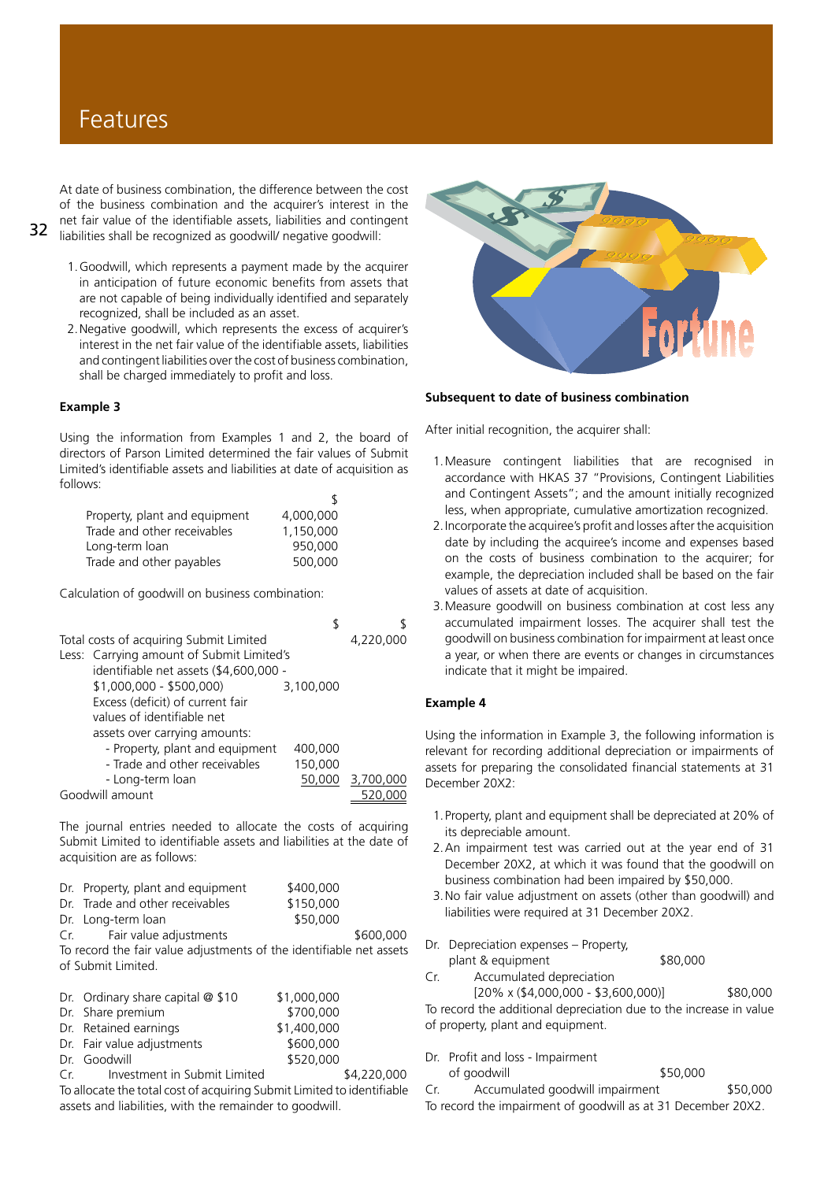At date of business combination, the difference between the cost of the business combination and the acquirer's interest in the net fair value of the identifiable assets, liabilities and contingent liabilities shall be recognized as goodwill/ negative goodwill:

1. Goodwill, which represents a payment made by the acquirer in anticipation of future economic benefits from assets that are not capable of being individually identified and separately recognized, shall be included as an asset.
2. Negative goodwill, which represents the excess of acquirer's interest in the net fair value of the identifiable assets, liabilities and contingent liabilities over the cost of business combination, shall be charged immediately to profit and loss.

**Example 3**

Using the information from Examples 1 and 2, the board of directors of Parson Limited determined the fair values of Submit Limited's identifiable assets and liabilities at date of acquisition as follows:

| | $ |
|---|---|
| Property, plant and equipment | 4,000,000 |
| Trade and other receivables | 1,150,000 |
| Long-term loan | 950,000 |
| Trade and other payables | 500,000 |

Calculation of goodwill on business combination:

| | $ | $ |
|---|---|---|
| Total costs of acquiring Submit Limited | | 4,220,000 |
| Less: Carrying amount of Submit Limited's identifiable net assets ($4,600,000 - $1,000,000 - $500,000) | 3,100,000 | |
| Excess (deficit) of current fair values of identifiable net assets over carrying amounts: | | |
| - Property, plant and equipment | 400,000 | |
| - Trade and other receivables | 150,000 | |
| - Long-term loan | 50,000 | 3,700,000 |
| Goodwill amount | | 520,000 |

The journal entries needed to allocate the costs of acquiring Submit Limited to identifiable assets and liabilities at the date of acquisition are as follows:

| | | |
|---|---|---|
| Dr. Property, plant and equipment | $400,000 | |
| Dr. Trade and other receivables | $150,000 | |
| Dr. Long-term loan | $50,000 | |
| Cr. Fair value adjustments | | $600,000 |

To record the fair value adjustments of the identifiable net assets of Submit Limited.

| | | |
|---|---|---|
| Dr. Ordinary share capital @ $10 | $1,000,000 | |
| Dr. Share premium | $700,000 | |
| Dr. Retained earnings | $1,400,000 | |
| Dr. Fair value adjustments | $600,000 | |
| Dr. Goodwill | $520,000 | |
| Cr. Investment in Submit Limited | | $4,220,000 |

To allocate the total cost of acquiring Submit Limited to identifiable assets and liabilities, with the remainder to goodwill.

**Subsequent to date of business combination**

After initial recognition, the acquirer shall:

1. Measure contingent liabilities that are recognised in accordance with HKAS 37 "Provisions, Contingent Liabilities and Contingent Assets"; and the amount initially recognized less, when appropriate, cumulative amortization recognized.
2. Incorporate the acquiree's profit and losses after the acquisition date by including the acquiree's income and expenses based on the costs of business combination to the acquirer; for example, the depreciation included shall be based on the fair values of assets at date of acquisition.
3. Measure goodwill on business combination at cost less any accumulated impairment losses. The acquirer shall test the goodwill on business combination for impairment at least once a year, or when there are events or changes in circumstances indicate that it might be impaired.

**Example 4**

Using the information in Example 3, the following information is relevant for recording additional depreciation or impairments of assets for preparing the consolidated financial statements at 31 December 20X2:

1. Property, plant and equipment shall be depreciated at 20% of its depreciable amount.
2. An impairment test was carried out at the year end of 31 December 20X2, at which it was found that the goodwill on business combination had been impaired by $50,000.
3. No fair value adjustment on assets (other than goodwill) and liabilities were required at 31 December 20X2.

| | | |
|---|---|---|
| Dr. Depreciation expenses – Property, plant & equipment | $80,000 | |
| Cr. Accumulated depreciation [20% x ($4,000,000 - $3,600,000)] | | $80,000 |

To record the additional depreciation due to the increase in value of property, plant and equipment.

| | | |
|---|---|---|
| Dr. Profit and loss - Impairment of goodwill | $50,000 | |
| Cr. Accumulated goodwill impairment | | $50,000 |

To record the impairment of goodwill as at 31 December 20X2.